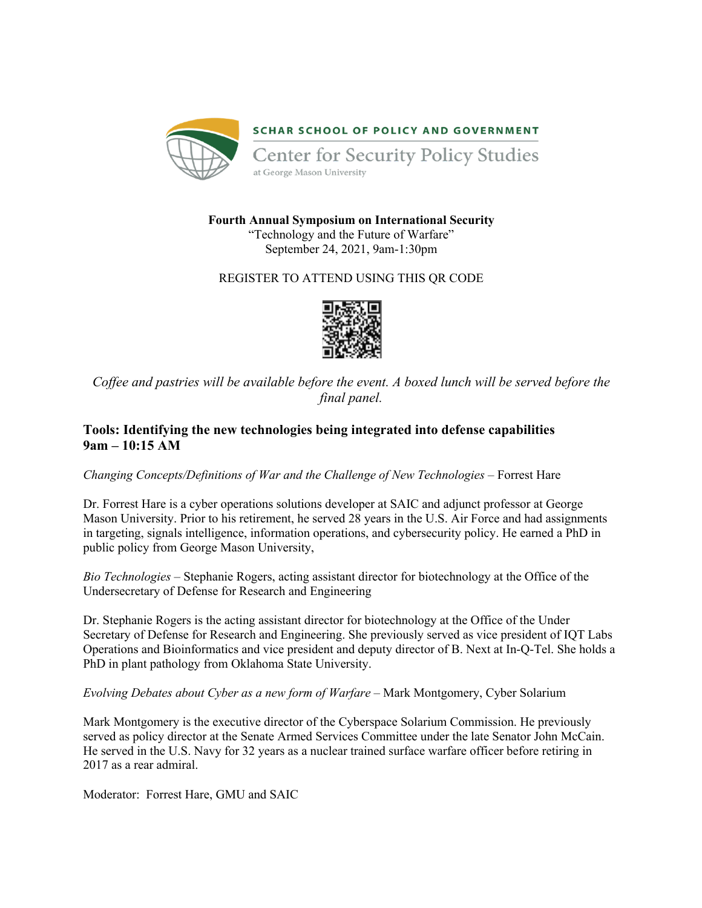SCHAR SCHOOL OF POLICY AND GOVERNMENT

Center for Security Policy Studies

at George Mason University

**Fourth Annual Symposium on International Security**
"Technology and the Future of Warfare"
September 24, 2021, 9am-1:30pm

REGISTER TO ATTEND USING THIS QR CODE

*Coffee and pastries will be available before the event. A boxed lunch will be served before the final panel.*

## Tools: Identifying the new technologies being integrated into defense capabilities
## 9am – 10:15 AM

*Changing Concepts/Definitions of War and the Challenge of New Technologies* – Forrest Hare

Dr. Forrest Hare is a cyber operations solutions developer at SAIC and adjunct professor at George Mason University. Prior to his retirement, he served 28 years in the U.S. Air Force and had assignments in targeting, signals intelligence, information operations, and cybersecurity policy. He earned a PhD in public policy from George Mason University,

*Bio Technologies* – Stephanie Rogers, acting assistant director for biotechnology at the Office of the Undersecretary of Defense for Research and Engineering

Dr. Stephanie Rogers is the acting assistant director for biotechnology at the Office of the Under Secretary of Defense for Research and Engineering. She previously served as vice president of IQT Labs Operations and Bioinformatics and vice president and deputy director of B. Next at In-Q-Tel. She holds a PhD in plant pathology from Oklahoma State University.

*Evolving Debates about Cyber as a new form of Warfare* – Mark Montgomery, Cyber Solarium

Mark Montgomery is the executive director of the Cyberspace Solarium Commission. He previously served as policy director at the Senate Armed Services Committee under the late Senator John McCain. He served in the U.S. Navy for 32 years as a nuclear trained surface warfare officer before retiring in 2017 as a rear admiral.

Moderator: Forrest Hare, GMU and SAIC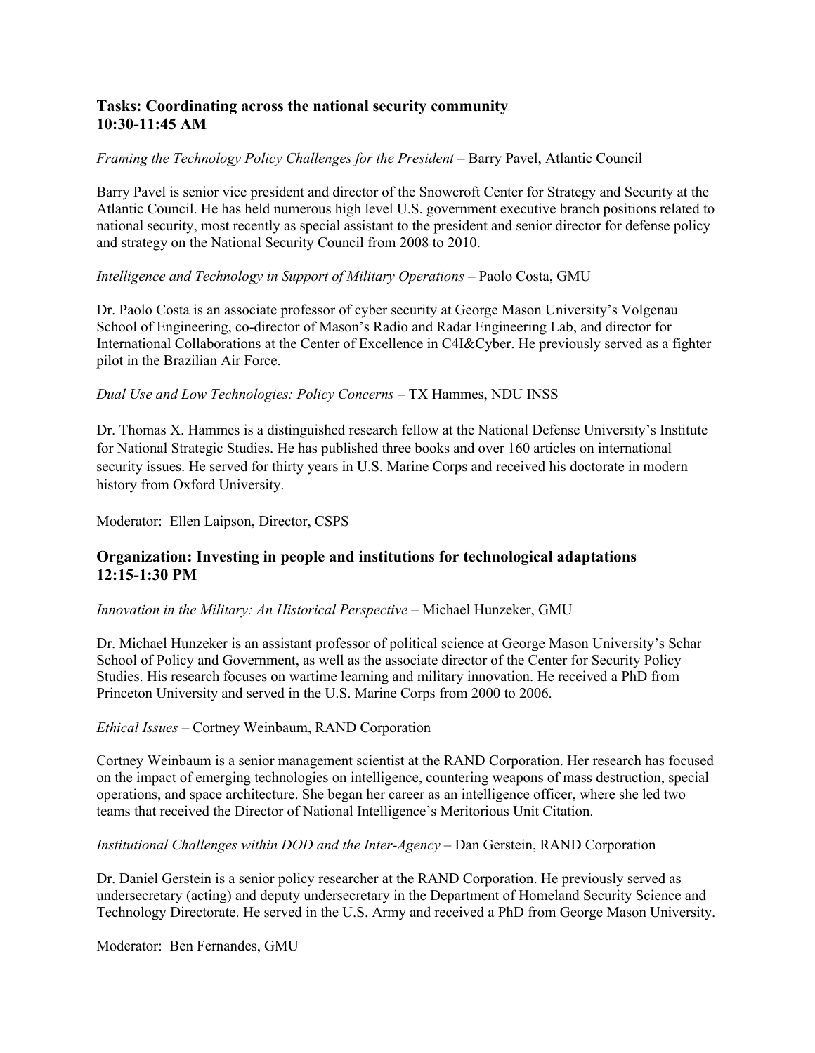## Tasks: Coordinating across the national security community
## 10:30-11:45 AM

*Framing the Technology Policy Challenges for the President* – Barry Pavel, Atlantic Council

Barry Pavel is senior vice president and director of the Snowcroft Center for Strategy and Security at the Atlantic Council. He has held numerous high level U.S. government executive branch positions related to national security, most recently as special assistant to the president and senior director for defense policy and strategy on the National Security Council from 2008 to 2010.

*Intelligence and Technology in Support of Military Operations* – Paolo Costa, GMU

Dr. Paolo Costa is an associate professor of cyber security at George Mason University's Volgenau School of Engineering, co-director of Mason's Radio and Radar Engineering Lab, and director for International Collaborations at the Center of Excellence in C4I&Cyber. He previously served as a fighter pilot in the Brazilian Air Force.

*Dual Use and Low Technologies: Policy Concerns* – TX Hammes, NDU INSS

Dr. Thomas X. Hammes is a distinguished research fellow at the National Defense University's Institute for National Strategic Studies. He has published three books and over 160 articles on international security issues. He served for thirty years in U.S. Marine Corps and received his doctorate in modern history from Oxford University.

Moderator: Ellen Laipson, Director, CSPS

## Organization: Investing in people and institutions for technological adaptations
## 12:15-1:30 PM

*Innovation in the Military: An Historical Perspective* – Michael Hunzeker, GMU

Dr. Michael Hunzeker is an assistant professor of political science at George Mason University's Schar School of Policy and Government, as well as the associate director of the Center for Security Policy Studies. His research focuses on wartime learning and military innovation. He received a PhD from Princeton University and served in the U.S. Marine Corps from 2000 to 2006.

*Ethical Issues* – Cortney Weinbaum, RAND Corporation

Cortney Weinbaum is a senior management scientist at the RAND Corporation. Her research has focused on the impact of emerging technologies on intelligence, countering weapons of mass destruction, special operations, and space architecture. She began her career as an intelligence officer, where she led two teams that received the Director of National Intelligence's Meritorious Unit Citation.

*Institutional Challenges within DOD and the Inter-Agency* – Dan Gerstein, RAND Corporation

Dr. Daniel Gerstein is a senior policy researcher at the RAND Corporation. He previously served as undersecretary (acting) and deputy undersecretary in the Department of Homeland Security Science and Technology Directorate. He served in the U.S. Army and received a PhD from George Mason University.

Moderator: Ben Fernandes, GMU